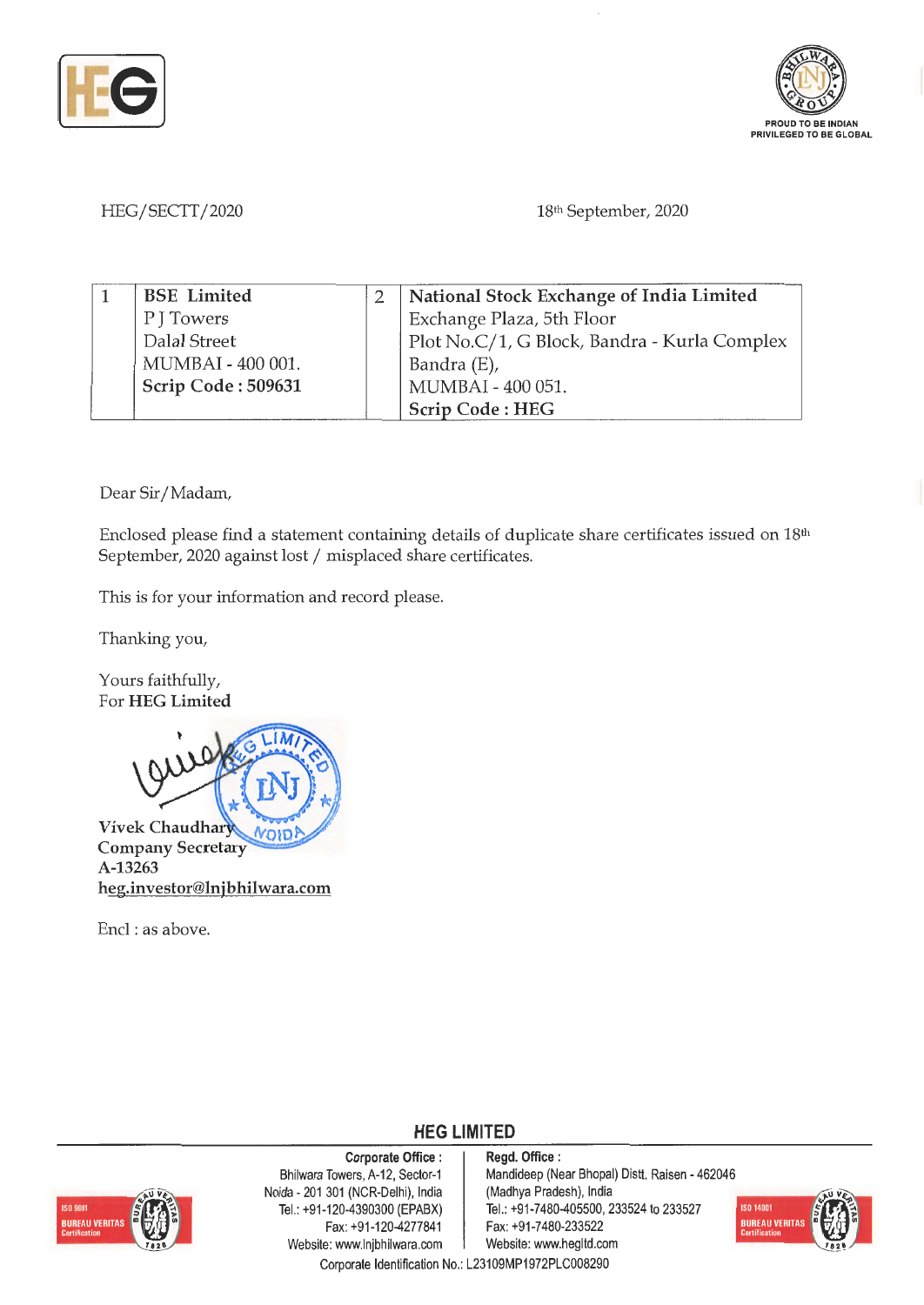PROUD TO BE INDIAN
PRIVILEGED TO BE GLOBAL

HEG/SECTT/2020

18th September, 2020

| 1 | **BSE Limited**<br>P J Towers<br>Dalal Street<br>MUMBAI - 400 001.<br>**Scrip Code : 509631** | 2 | **National Stock Exchange of India Limited**<br>Exchange Plaza, 5th Floor<br>Plot No.C/1, G Block, Bandra - Kurla Complex<br>Bandra (E),<br>MUMBAI - 400 051.<br>**Scrip Code : HEG** |
|---|---|---|---|

Dear Sir/Madam,

Enclosed please find a statement containing details of duplicate share certificates issued on 18th September, 2020 against lost / misplaced share certificates.

This is for your information and record please.

Thanking you,

Yours faithfully,
For **HEG Limited**

**Vivek Chaudhary**
**Company Secretary**
**A-13263**
**heg.investor@lnjbhilwara.com**

Encl : as above.

**HEG LIMITED**

**Corporate Office :**
Bhilwara Towers, A-12, Sector-1
Noida - 201 301 (NCR-Delhi), India
Tel.: +91-120-4390300 (EPABX)
Fax: +91-120-4277841
Website: www.lnjbhilwara.com

**Regd. Office :**
Mandideep (Near Bhopal) Distt. Raisen - 462046
(Madhya Pradesh), India
Tel.: +91-7480-405500, 233524 to 233527
Fax: +91-7480-233522
Website: www.hegltd.com

Corporate Identification No.: L23109MP1972PLC008290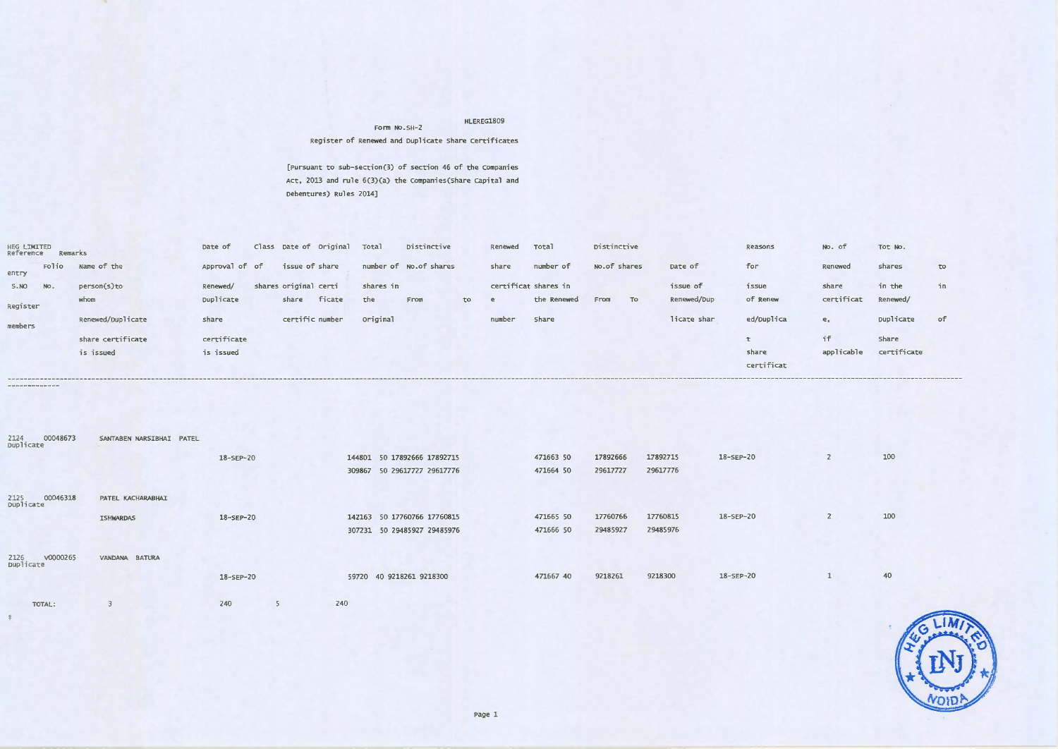HLEREG1809

Form No.SH-2

Register of Renewed and Duplicate Share Certificates

[Pursuant to sub-section(3) of section 46 of the Companies Act, 2013 and rule 6(3)(a) the Companies(Share Capital and Debentures) Rules 2014]

HEG LIMITED

| Reference entry S.NO | Remarks Folio No. | Name of the person(s)to whom Renewed/Duplicate share certificate is issued | Date of Approval of Renewed/ Duplicate share certificate is issued | Class of shares | Date of issue of original share certific | Original certi ficate number | Total number of shares in the Original | Distinctive No.of shares From | to | Renewed share certificat e number | Total number of shares in the Renewed Share | Distinctive No.of shares From | To | Date of issue of Renewed/Duplicate shar | Reasons for issue of Renew ed/Duplica t share certificat | No. of Renewed share certificat e, if applicable | Tot No. shares in the Renewed/ Duplicate Share certificate | to in Register of members |
|---|---|---|---|---|---|---|---|---|---|---|---|---|---|---|---|---|---|---|
| 2124 | 00048673 Duplicate | SANTABEN NARSIBHAI PATEL | 18-SEP-20 | | | 144801 | 50 | 17892666 | 17892715 | 471663 | 50 | 17892666 | 17892715 | 18-SEP-20 | | 2 | 100 | |
| | | | | | | 309867 | 50 | 29617727 | 29617776 | 471664 | 50 | 29617727 | 29617776 | | | | | |
| 2125 | 00046318 Duplicate | PATEL KACHARABHAI ISHWARDAS | 18-SEP-20 | | | 142163 | 50 | 17760766 | 17760815 | 471665 | 50 | 17760766 | 17760815 | 18-SEP-20 | | 2 | 100 | |
| | | | | | | 307231 | 50 | 29485927 | 29485976 | 471666 | 50 | 29485927 | 29485976 | | | | | |
| 2126 | V0000265 Duplicate | VANDANA BATURA | 18-SEP-20 | | | 59720 | 40 | 9218261 | 9218300 | 471667 | 40 | 9218261 | 9218300 | 18-SEP-20 | | 1 | 40 | |
| TOTAL: | 3 | | 240 | 5 | | 240 | | | | | | | | | | | | |